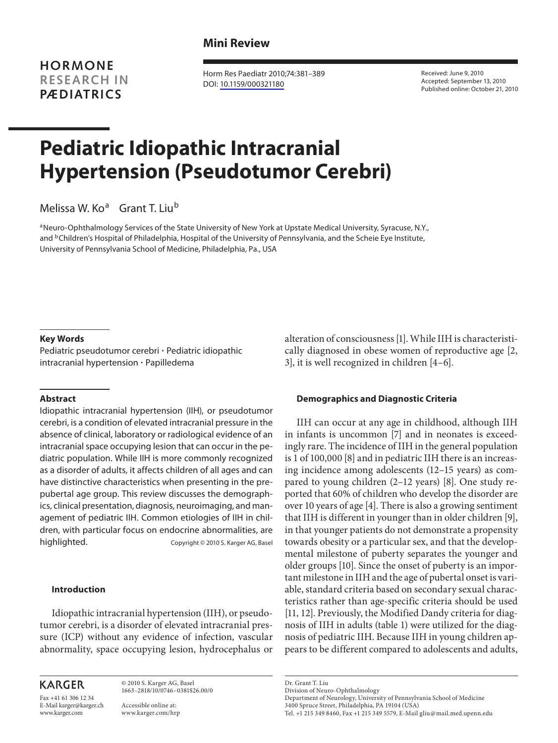Mini Review

**HORMONE RESEARCH IN PÆDIATRICS**

Horm Res Paediatr 2010;74:381–389
DOI: 10.1159/000321180

Received: June 9, 2010
Accepted: September 13, 2010
Published online: October 21, 2010

# Pediatric Idiopathic Intracranial Hypertension (Pseudotumor Cerebri)

Melissa W. Ko[a] Grant T. Liu[b]

[a]Neuro-Ophthalmology Services of the State University of New York at Upstate Medical University, Syracuse, N.Y., and [b]Children's Hospital of Philadelphia, Hospital of the University of Pennsylvania, and the Scheie Eye Institute, University of Pennsylvania School of Medicine, Philadelphia, Pa., USA

### Key Words

Pediatric pseudotumor cerebri · Pediatric idiopathic intracranial hypertension · Papilledema

### Abstract

Idiopathic intracranial hypertension (IIH), or pseudotumor cerebri, is a condition of elevated intracranial pressure in the absence of clinical, laboratory or radiological evidence of an intracranial space occupying lesion that can occur in the pediatric population. While IIH is more commonly recognized as a disorder of adults, it affects children of all ages and can have distinctive characteristics when presenting in the prepubertal age group. This review discusses the demographics, clinical presentation, diagnosis, neuroimaging, and management of pediatric IIH. Common etiologies of IIH in children, with particular focus on endocrine abnormalities, are highlighted.

Copyright © 2010 S. Karger AG, Basel

## Introduction

Idiopathic intracranial hypertension (IIH), or pseudotumor cerebri, is a disorder of elevated intracranial pressure (ICP) without any evidence of infection, vascular abnormality, space occupying lesion, hydrocephalus or alteration of consciousness [1]. While IIH is characteristically diagnosed in obese women of reproductive age [2, 3], it is well recognized in children [4–6].

## Demographics and Diagnostic Criteria

IIH can occur at any age in childhood, although IIH in infants is uncommon [7] and in neonates is exceedingly rare. The incidence of IIH in the general population is 1 of 100,000 [8] and in pediatric IIH there is an increasing incidence among adolescents (12–15 years) as compared to young children (2–12 years) [8]. One study reported that 60% of children who develop the disorder are over 10 years of age [4]. There is also a growing sentiment that IIH is different in younger than in older children [9], in that younger patients do not demonstrate a propensity towards obesity or a particular sex, and that the developmental milestone of puberty separates the younger and older groups [10]. Since the onset of puberty is an important milestone in IIH and the age of pubertal onset is variable, standard criteria based on secondary sexual characteristics rather than age-specific criteria should be used [11, 12]. Previously, the Modified Dandy criteria for diagnosis of IIH in adults (table 1) were utilized for the diagnosis of pediatric IIH. Because IIH in young children appears to be different compared to adolescents and adults,

KARGER

Fax +41 61 306 12 34
E-Mail karger@karger.ch
www.karger.com

© 2010 S. Karger AG, Basel
1663–2818/10/0746–0381$26.00/0

Accessible online at:
www.karger.com/hrp

Dr. Grant T. Liu
Division of Neuro-Ophthalmology
Department of Neurology, University of Pennsylvania School of Medicine
3400 Spruce Street, Philadelphia, PA 19104 (USA)
Tel. +1 215 349 8460, Fax +1 215 349 5579, E-Mail gliu@mail.med.upenn.edu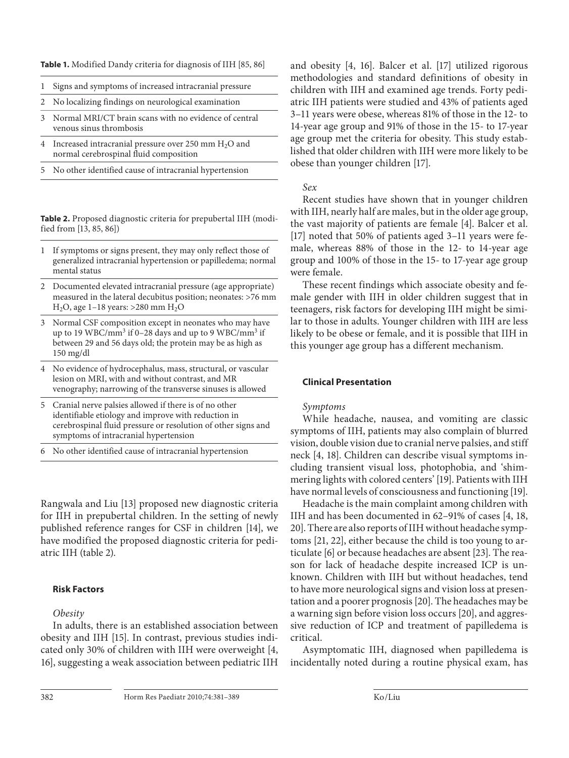**Table 1.** Modified Dandy criteria for diagnosis of IIH [85, 86]

| | |
|---|---|
| 1 | Signs and symptoms of increased intracranial pressure |
| 2 | No localizing findings on neurological examination |
| 3 | Normal MRI/CT brain scans with no evidence of central venous sinus thrombosis |
| 4 | Increased intracranial pressure over 250 mm $H_2O$ and normal cerebrospinal fluid composition |
| 5 | No other identified cause of intracranial hypertension |

**Table 2.** Proposed diagnostic criteria for prepubertal IIH (modified from [13, 85, 86])

| | |
|---|---|
| 1 | If symptoms or signs present, they may only reflect those of generalized intracranial hypertension or papilledema; normal mental status |
| 2 | Documented elevated intracranial pressure (age appropriate) measured in the lateral decubitus position; neonates: >76 mm $H_2O$, age 1–18 years: >280 mm $H_2O$ |
| 3 | Normal CSF composition except in neonates who may have up to 19 WBC/mm$^3$ if 0–28 days and up to 9 WBC/mm$^3$ if between 29 and 56 days old; the protein may be as high as 150 mg/dl |
| 4 | No evidence of hydrocephalus, mass, structural, or vascular lesion on MRI, with and without contrast, and MR venography; narrowing of the transverse sinuses is allowed |
| 5 | Cranial nerve palsies allowed if there is of no other identifiable etiology and improve with reduction in cerebrospinal fluid pressure or resolution of other signs and symptoms of intracranial hypertension |
| 6 | No other identified cause of intracranial hypertension |

Rangwala and Liu [13] proposed new diagnostic criteria for IIH in prepubertal children. In the setting of newly published reference ranges for CSF in children [14], we have modified the proposed diagnostic criteria for pediatric IIH (table 2).

## Risk Factors

*Obesity*

In adults, there is an established association between obesity and IIH [15]. In contrast, previous studies indicated only 30% of children with IIH were overweight [4, 16], suggesting a weak association between pediatric IIH and obesity [4, 16]. Balcer et al. [17] utilized rigorous methodologies and standard definitions of obesity in children with IIH and examined age trends. Forty pediatric IIH patients were studied and 43% of patients aged 3–11 years were obese, whereas 81% of those in the 12- to 14-year age group and 91% of those in the 15- to 17-year age group met the criteria for obesity. This study established that older children with IIH were more likely to be obese than younger children [17].

*Sex*

Recent studies have shown that in younger children with IIH, nearly half are males, but in the older age group, the vast majority of patients are female [4]. Balcer et al. [17] noted that 50% of patients aged 3–11 years were female, whereas 88% of those in the 12- to 14-year age group and 100% of those in the 15- to 17-year age group were female.

These recent findings which associate obesity and female gender with IIH in older children suggest that in teenagers, risk factors for developing IIH might be similar to those in adults. Younger children with IIH are less likely to be obese or female, and it is possible that IIH in this younger age group has a different mechanism.

## Clinical Presentation

*Symptoms*

While headache, nausea, and vomiting are classic symptoms of IIH, patients may also complain of blurred vision, double vision due to cranial nerve palsies, and stiff neck [4, 18]. Children can describe visual symptoms including transient visual loss, photophobia, and 'shimmering lights with colored centers' [19]. Patients with IIH have normal levels of consciousness and functioning [19].

Headache is the main complaint among children with IIH and has been documented in 62–91% of cases [4, 18, 20]. There are also reports of IIH without headache symptoms [21, 22], either because the child is too young to articulate [6] or because headaches are absent [23]. The reason for lack of headache despite increased ICP is unknown. Children with IIH but without headaches, tend to have more neurological signs and vision loss at presentation and a poorer prognosis [20]. The headaches may be a warning sign before vision loss occurs [20], and aggressive reduction of ICP and treatment of papilledema is critical.

Asymptomatic IIH, diagnosed when papilledema is incidentally noted during a routine physical exam, has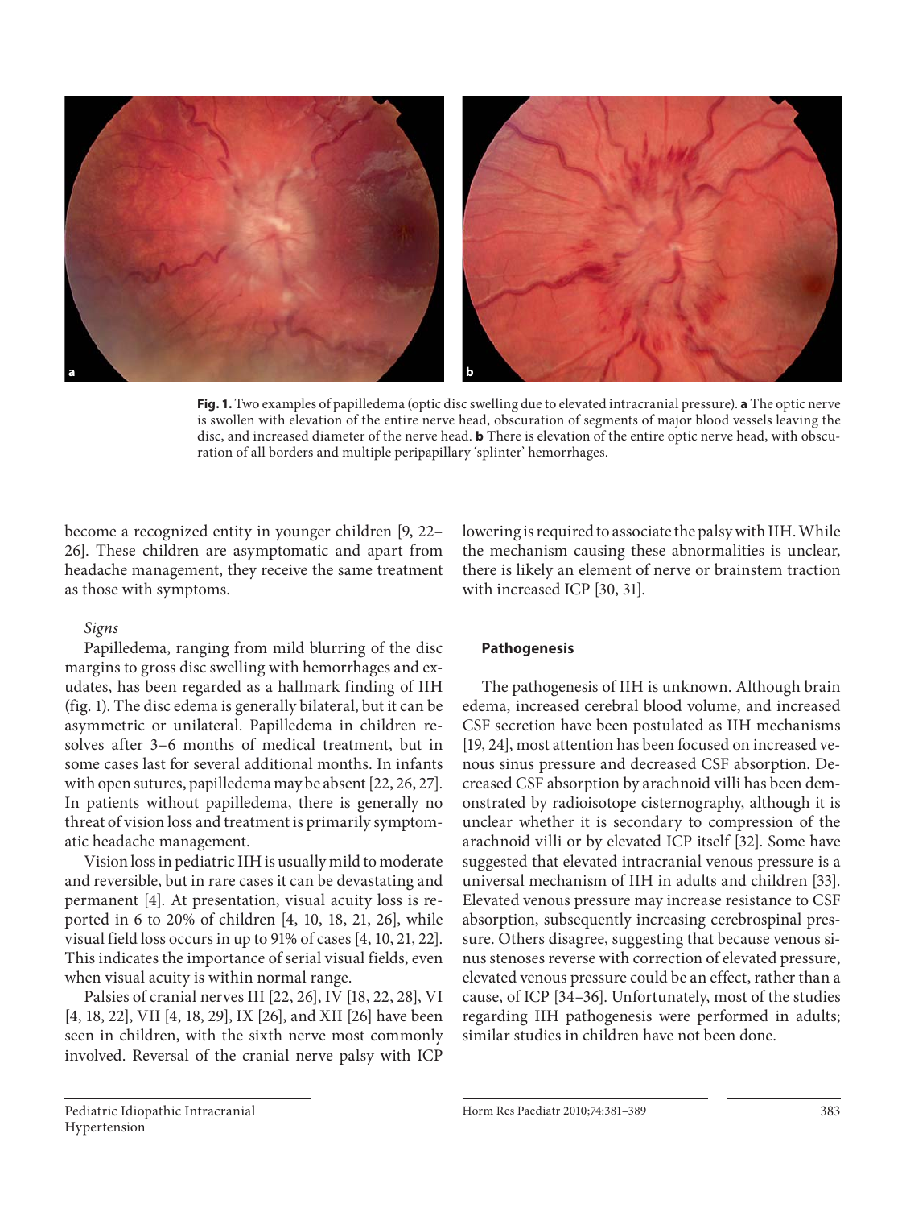**Fig. 1.** Two examples of papilledema (optic disc swelling due to elevated intracranial pressure). **a** The optic nerve is swollen with elevation of the entire nerve head, obscuration of segments of major blood vessels leaving the disc, and increased diameter of the nerve head. **b** There is elevation of the entire optic nerve head, with obscuration of all borders and multiple peripapillary 'splinter' hemorrhages.

become a recognized entity in younger children [9, 22–26]. These children are asymptomatic and apart from headache management, they receive the same treatment as those with symptoms.

*Signs*

Papilledema, ranging from mild blurring of the disc margins to gross disc swelling with hemorrhages and exudates, has been regarded as a hallmark finding of IIH (fig. 1). The disc edema is generally bilateral, but it can be asymmetric or unilateral. Papilledema in children resolves after 3–6 months of medical treatment, but in some cases last for several additional months. In infants with open sutures, papilledema may be absent [22, 26, 27]. In patients without papilledema, there is generally no threat of vision loss and treatment is primarily symptomatic headache management.

Vision loss in pediatric IIH is usually mild to moderate and reversible, but in rare cases it can be devastating and permanent [4]. At presentation, visual acuity loss is reported in 6 to 20% of children [4, 10, 18, 21, 26], while visual field loss occurs in up to 91% of cases [4, 10, 21, 22]. This indicates the importance of serial visual fields, even when visual acuity is within normal range.

Palsies of cranial nerves III [22, 26], IV [18, 22, 28], VI [4, 18, 22], VII [4, 18, 29], IX [26], and XII [26] have been seen in children, with the sixth nerve most commonly involved. Reversal of the cranial nerve palsy with ICP lowering is required to associate the palsy with IIH. While the mechanism causing these abnormalities is unclear, there is likely an element of nerve or brainstem traction with increased ICP [30, 31].

## Pathogenesis

The pathogenesis of IIH is unknown. Although brain edema, increased cerebral blood volume, and increased CSF secretion have been postulated as IIH mechanisms [19, 24], most attention has been focused on increased venous sinus pressure and decreased CSF absorption. Decreased CSF absorption by arachnoid villi has been demonstrated by radioisotope cisternography, although it is unclear whether it is secondary to compression of the arachnoid villi or by elevated ICP itself [32]. Some have suggested that elevated intracranial venous pressure is a universal mechanism of IIH in adults and children [33]. Elevated venous pressure may increase resistance to CSF absorption, subsequently increasing cerebrospinal pressure. Others disagree, suggesting that because venous sinus stenoses reverse with correction of elevated pressure, elevated venous pressure could be an effect, rather than a cause, of ICP [34–36]. Unfortunately, most of the studies regarding IIH pathogenesis were performed in adults; similar studies in children have not been done.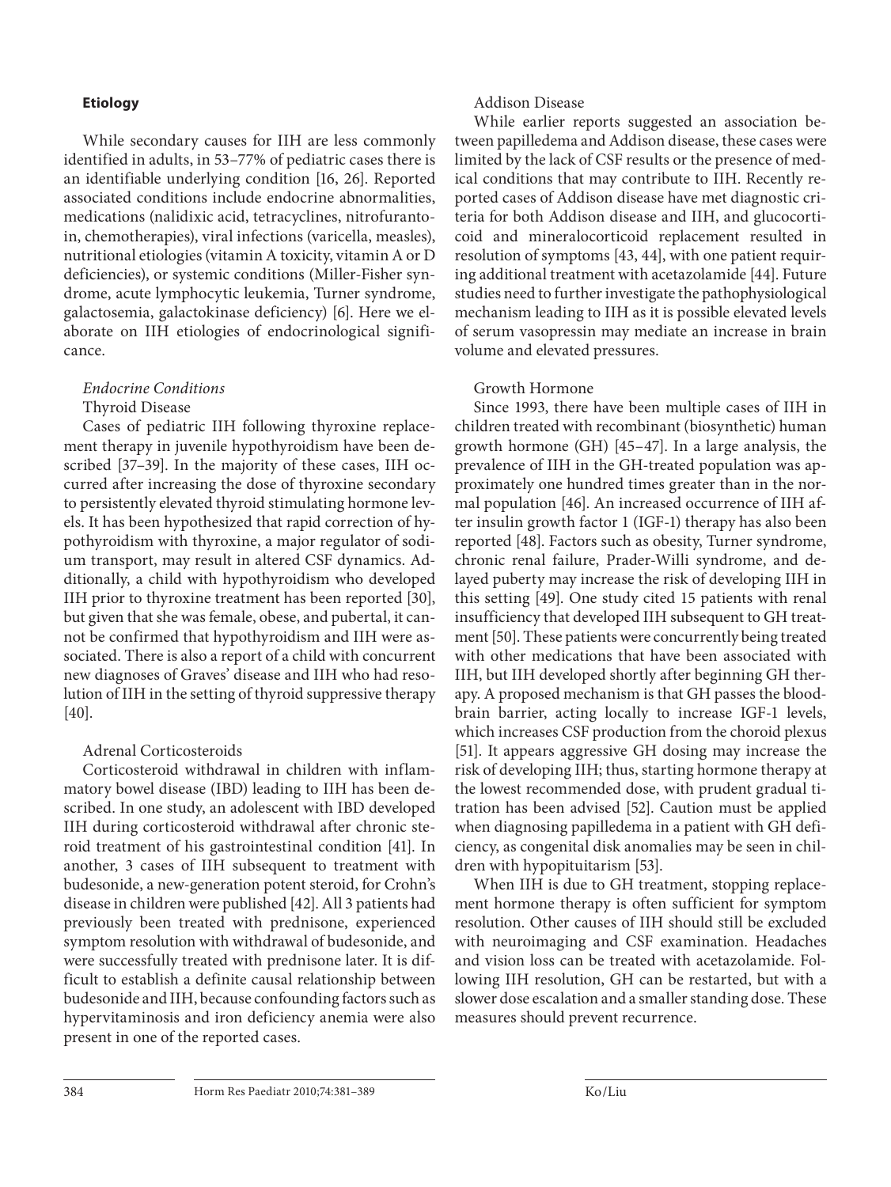## Etiology

While secondary causes for IIH are less commonly identified in adults, in 53–77% of pediatric cases there is an identifiable underlying condition [16, 26]. Reported associated conditions include endocrine abnormalities, medications (nalidixic acid, tetracyclines, nitrofurantoin, chemotherapies), viral infections (varicella, measles), nutritional etiologies (vitamin A toxicity, vitamin A or D deficiencies), or systemic conditions (Miller-Fisher syndrome, acute lymphocytic leukemia, Turner syndrome, galactosemia, galactokinase deficiency) [6]. Here we elaborate on IIH etiologies of endocrinological significance.

### *Endocrine Conditions*

#### Thyroid Disease

Cases of pediatric IIH following thyroxine replacement therapy in juvenile hypothyroidism have been described [37–39]. In the majority of these cases, IIH occurred after increasing the dose of thyroxine secondary to persistently elevated thyroid stimulating hormone levels. It has been hypothesized that rapid correction of hypothyroidism with thyroxine, a major regulator of sodium transport, may result in altered CSF dynamics. Additionally, a child with hypothyroidism who developed IIH prior to thyroxine treatment has been reported [30], but given that she was female, obese, and pubertal, it cannot be confirmed that hypothyroidism and IIH were associated. There is also a report of a child with concurrent new diagnoses of Graves' disease and IIH who had resolution of IIH in the setting of thyroid suppressive therapy [40].

#### Adrenal Corticosteroids

Corticosteroid withdrawal in children with inflammatory bowel disease (IBD) leading to IIH has been described. In one study, an adolescent with IBD developed IIH during corticosteroid withdrawal after chronic steroid treatment of his gastrointestinal condition [41]. In another, 3 cases of IIH subsequent to treatment with budesonide, a new-generation potent steroid, for Crohn's disease in children were published [42]. All 3 patients had previously been treated with prednisone, experienced symptom resolution with withdrawal of budesonide, and were successfully treated with prednisone later. It is difficult to establish a definite causal relationship between budesonide and IIH, because confounding factors such as hypervitaminosis and iron deficiency anemia were also present in one of the reported cases.

#### Addison Disease

While earlier reports suggested an association between papilledema and Addison disease, these cases were limited by the lack of CSF results or the presence of medical conditions that may contribute to IIH. Recently reported cases of Addison disease have met diagnostic criteria for both Addison disease and IIH, and glucocorticoid and mineralocorticoid replacement resulted in resolution of symptoms [43, 44], with one patient requiring additional treatment with acetazolamide [44]. Future studies need to further investigate the pathophysiological mechanism leading to IIH as it is possible elevated levels of serum vasopressin may mediate an increase in brain volume and elevated pressures.

#### Growth Hormone

Since 1993, there have been multiple cases of IIH in children treated with recombinant (biosynthetic) human growth hormone (GH) [45–47]. In a large analysis, the prevalence of IIH in the GH-treated population was approximately one hundred times greater than in the normal population [46]. An increased occurrence of IIH after insulin growth factor 1 (IGF-1) therapy has also been reported [48]. Factors such as obesity, Turner syndrome, chronic renal failure, Prader-Willi syndrome, and delayed puberty may increase the risk of developing IIH in this setting [49]. One study cited 15 patients with renal insufficiency that developed IIH subsequent to GH treatment [50]. These patients were concurrently being treated with other medications that have been associated with IIH, but IIH developed shortly after beginning GH therapy. A proposed mechanism is that GH passes the blood-brain barrier, acting locally to increase IGF-1 levels, which increases CSF production from the choroid plexus [51]. It appears aggressive GH dosing may increase the risk of developing IIH; thus, starting hormone therapy at the lowest recommended dose, with prudent gradual titration has been advised [52]. Caution must be applied when diagnosing papilledema in a patient with GH deficiency, as congenital disk anomalies may be seen in children with hypopituitarism [53].

When IIH is due to GH treatment, stopping replacement hormone therapy is often sufficient for symptom resolution. Other causes of IIH should still be excluded with neuroimaging and CSF examination. Headaches and vision loss can be treated with acetazolamide. Following IIH resolution, GH can be restarted, but with a slower dose escalation and a smaller standing dose. These measures should prevent recurrence.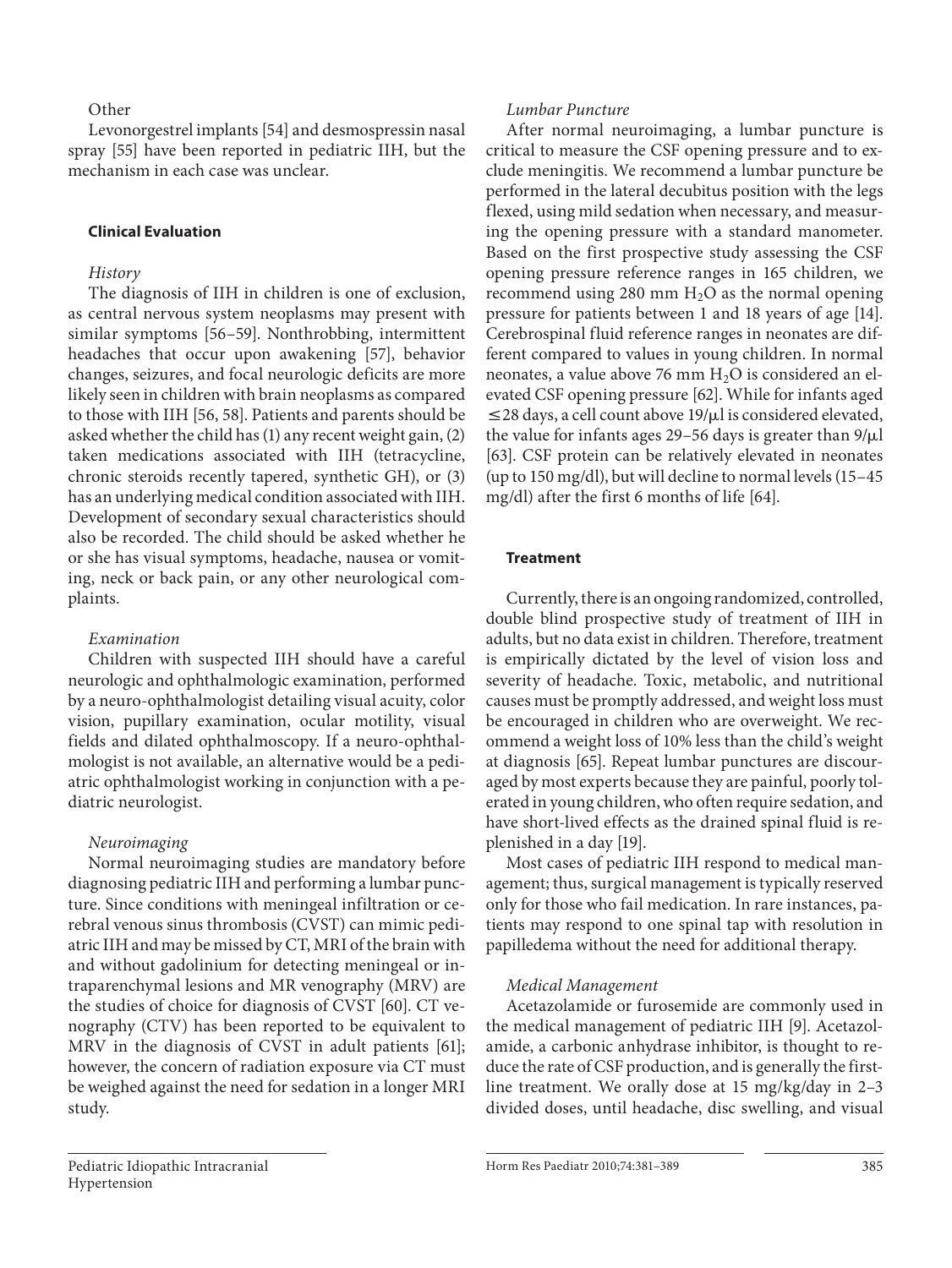*Other*

Levonorgestrel implants [54] and desmospressin nasal spray [55] have been reported in pediatric IIH, but the mechanism in each case was unclear.

## Clinical Evaluation

### *History*

The diagnosis of IIH in children is one of exclusion, as central nervous system neoplasms may present with similar symptoms [56–59]. Nonthrobbing, intermittent headaches that occur upon awakening [57], behavior changes, seizures, and focal neurologic deficits are more likely seen in children with brain neoplasms as compared to those with IIH [56, 58]. Patients and parents should be asked whether the child has (1) any recent weight gain, (2) taken medications associated with IIH (tetracycline, chronic steroids recently tapered, synthetic GH), or (3) has an underlying medical condition associated with IIH. Development of secondary sexual characteristics should also be recorded. The child should be asked whether he or she has visual symptoms, headache, nausea or vomiting, neck or back pain, or any other neurological complaints.

### *Examination*

Children with suspected IIH should have a careful neurologic and ophthalmologic examination, performed by a neuro-ophthalmologist detailing visual acuity, color vision, pupillary examination, ocular motility, visual fields and dilated ophthalmoscopy. If a neuro-ophthalmologist is not available, an alternative would be a pediatric ophthalmologist working in conjunction with a pediatric neurologist.

### *Neuroimaging*

Normal neuroimaging studies are mandatory before diagnosing pediatric IIH and performing a lumbar puncture. Since conditions with meningeal infiltration or cerebral venous sinus thrombosis (CVST) can mimic pediatric IIH and may be missed by CT, MRI of the brain with and without gadolinium for detecting meningeal or intraparenchymal lesions and MR venography (MRV) are the studies of choice for diagnosis of CVST [60]. CT venography (CTV) has been reported to be equivalent to MRV in the diagnosis of CVST in adult patients [61]; however, the concern of radiation exposure via CT must be weighed against the need for sedation in a longer MRI study.

### *Lumbar Puncture*

After normal neuroimaging, a lumbar puncture is critical to measure the CSF opening pressure and to exclude meningitis. We recommend a lumbar puncture be performed in the lateral decubitus position with the legs flexed, using mild sedation when necessary, and measuring the opening pressure with a standard manometer. Based on the first prospective study assessing the CSF opening pressure reference ranges in 165 children, we recommend using 280 mm $H_2O$ as the normal opening pressure for patients between 1 and 18 years of age [14]. Cerebrospinal fluid reference ranges in neonates are different compared to values in young children. In normal neonates, a value above 76 mm $H_2O$ is considered an elevated CSF opening pressure [62]. While for infants aged ≤28 days, a cell count above 19/μl is considered elevated, the value for infants ages 29–56 days is greater than 9/μl [63]. CSF protein can be relatively elevated in neonates (up to 150 mg/dl), but will decline to normal levels (15–45 mg/dl) after the first 6 months of life [64].

## Treatment

Currently, there is an ongoing randomized, controlled, double blind prospective study of treatment of IIH in adults, but no data exist in children. Therefore, treatment is empirically dictated by the level of vision loss and severity of headache. Toxic, metabolic, and nutritional causes must be promptly addressed, and weight loss must be encouraged in children who are overweight. We recommend a weight loss of 10% less than the child's weight at diagnosis [65]. Repeat lumbar punctures are discouraged by most experts because they are painful, poorly tolerated in young children, who often require sedation, and have short-lived effects as the drained spinal fluid is replenished in a day [19].

Most cases of pediatric IIH respond to medical management; thus, surgical management is typically reserved only for those who fail medication. In rare instances, patients may respond to one spinal tap with resolution in papilledema without the need for additional therapy.

### *Medical Management*

Acetazolamide or furosemide are commonly used in the medical management of pediatric IIH [9]. Acetazolamide, a carbonic anhydrase inhibitor, is thought to reduce the rate of CSF production, and is generally the first-line treatment. We orally dose at 15 mg/kg/day in 2–3 divided doses, until headache, disc swelling, and visual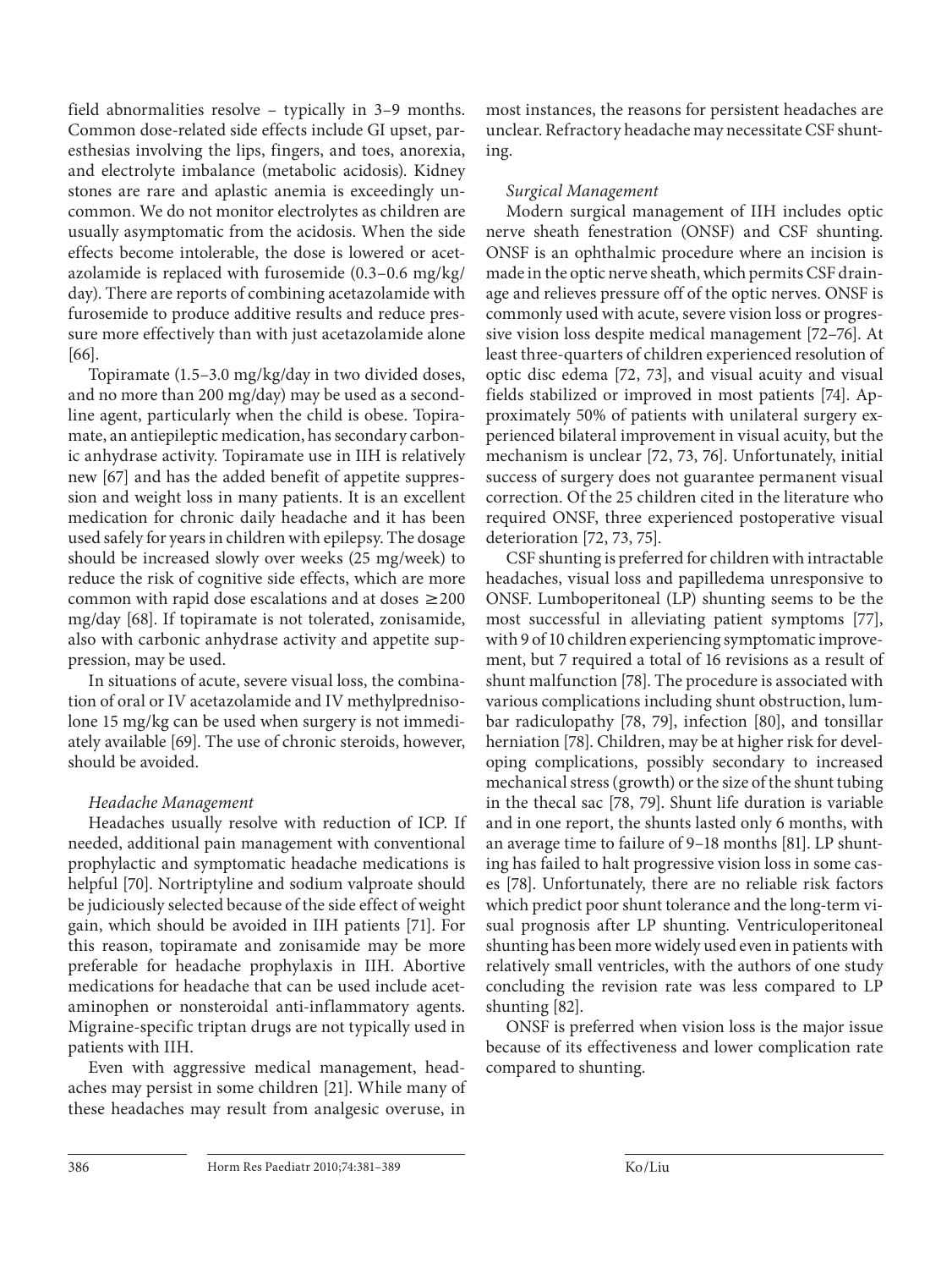field abnormalities resolve – typically in 3–9 months. Common dose-related side effects include GI upset, paresthesias involving the lips, fingers, and toes, anorexia, and electrolyte imbalance (metabolic acidosis). Kidney stones are rare and aplastic anemia is exceedingly uncommon. We do not monitor electrolytes as children are usually asymptomatic from the acidosis. When the side effects become intolerable, the dose is lowered or acetazolamide is replaced with furosemide (0.3–0.6 mg/kg/day). There are reports of combining acetazolamide with furosemide to produce additive results and reduce pressure more effectively than with just acetazolamide alone [66].

Topiramate (1.5–3.0 mg/kg/day in two divided doses, and no more than 200 mg/day) may be used as a second-line agent, particularly when the child is obese. Topiramate, an antiepileptic medication, has secondary carbonic anhydrase activity. Topiramate use in IIH is relatively new [67] and has the added benefit of appetite suppression and weight loss in many patients. It is an excellent medication for chronic daily headache and it has been used safely for years in children with epilepsy. The dosage should be increased slowly over weeks (25 mg/week) to reduce the risk of cognitive side effects, which are more common with rapid dose escalations and at doses ≥200 mg/day [68]. If topiramate is not tolerated, zonisamide, also with carbonic anhydrase activity and appetite suppression, may be used.

In situations of acute, severe visual loss, the combination of oral or IV acetazolamide and IV methylprednisolone 15 mg/kg can be used when surgery is not immediately available [69]. The use of chronic steroids, however, should be avoided.

*Headache Management*

Headaches usually resolve with reduction of ICP. If needed, additional pain management with conventional prophylactic and symptomatic headache medications is helpful [70]. Nortriptyline and sodium valproate should be judiciously selected because of the side effect of weight gain, which should be avoided in IIH patients [71]. For this reason, topiramate and zonisamide may be more preferable for headache prophylaxis in IIH. Abortive medications for headache that can be used include acetaminophen or nonsteroidal anti-inflammatory agents. Migraine-specific triptan drugs are not typically used in patients with IIH.

Even with aggressive medical management, headaches may persist in some children [21]. While many of these headaches may result from analgesic overuse, in most instances, the reasons for persistent headaches are unclear. Refractory headache may necessitate CSF shunting.

*Surgical Management*

Modern surgical management of IIH includes optic nerve sheath fenestration (ONSF) and CSF shunting. ONSF is an ophthalmic procedure where an incision is made in the optic nerve sheath, which permits CSF drainage and relieves pressure off of the optic nerves. ONSF is commonly used with acute, severe vision loss or progressive vision loss despite medical management [72–76]. At least three-quarters of children experienced resolution of optic disc edema [72, 73], and visual acuity and visual fields stabilized or improved in most patients [74]. Approximately 50% of patients with unilateral surgery experienced bilateral improvement in visual acuity, but the mechanism is unclear [72, 73, 76]. Unfortunately, initial success of surgery does not guarantee permanent visual correction. Of the 25 children cited in the literature who required ONSF, three experienced postoperative visual deterioration [72, 73, 75].

CSF shunting is preferred for children with intractable headaches, visual loss and papilledema unresponsive to ONSF. Lumboperitoneal (LP) shunting seems to be the most successful in alleviating patient symptoms [77], with 9 of 10 children experiencing symptomatic improvement, but 7 required a total of 16 revisions as a result of shunt malfunction [78]. The procedure is associated with various complications including shunt obstruction, lumbar radiculopathy [78, 79], infection [80], and tonsillar herniation [78]. Children, may be at higher risk for developing complications, possibly secondary to increased mechanical stress (growth) or the size of the shunt tubing in the thecal sac [78, 79]. Shunt life duration is variable and in one report, the shunts lasted only 6 months, with an average time to failure of 9–18 months [81]. LP shunting has failed to halt progressive vision loss in some cases [78]. Unfortunately, there are no reliable risk factors which predict poor shunt tolerance and the long-term visual prognosis after LP shunting. Ventriculoperitoneal shunting has been more widely used even in patients with relatively small ventricles, with the authors of one study concluding the revision rate was less compared to LP shunting [82].

ONSF is preferred when vision loss is the major issue because of its effectiveness and lower complication rate compared to shunting.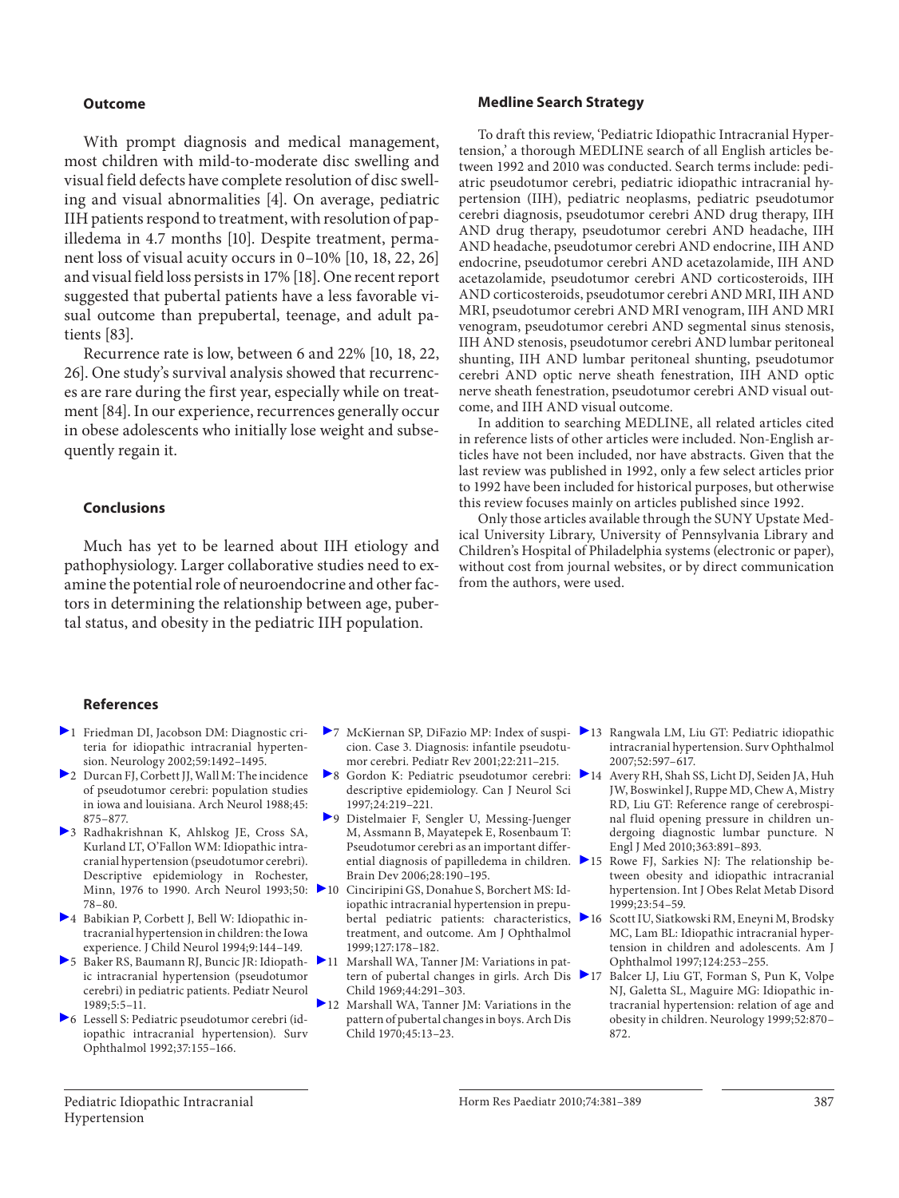## Outcome

With prompt diagnosis and medical management, most children with mild-to-moderate disc swelling and visual field defects have complete resolution of disc swelling and visual abnormalities [4]. On average, pediatric IIH patients respond to treatment, with resolution of papilledema in 4.7 months [10]. Despite treatment, permanent loss of visual acuity occurs in 0–10% [10, 18, 22, 26] and visual field loss persists in 17% [18]. One recent report suggested that pubertal patients have a less favorable visual outcome than prepubertal, teenage, and adult patients [83].

Recurrence rate is low, between 6 and 22% [10, 18, 22, 26]. One study's survival analysis showed that recurrences are rare during the first year, especially while on treatment [84]. In our experience, recurrences generally occur in obese adolescents who initially lose weight and subsequently regain it.

## Conclusions

Much has yet to be learned about IIH etiology and pathophysiology. Larger collaborative studies need to examine the potential role of neuroendocrine and other factors in determining the relationship between age, pubertal status, and obesity in the pediatric IIH population.

## Medline Search Strategy

To draft this review, 'Pediatric Idiopathic Intracranial Hypertension,' a thorough MEDLINE search of all English articles between 1992 and 2010 was conducted. Search terms include: pediatric pseudotumor cerebri, pediatric idiopathic intracranial hypertension (IIH), pediatric neoplasms, pediatric pseudotumor cerebri diagnosis, pseudotumor cerebri AND drug therapy, IIH AND drug therapy, pseudotumor cerebri AND headache, IIH AND headache, pseudotumor cerebri AND endocrine, IIH AND endocrine, pseudotumor cerebri AND acetazolamide, IIH AND acetazolamide, pseudotumor cerebri AND corticosteroids, IIH AND corticosteroids, pseudotumor cerebri AND MRI, IIH AND MRI, pseudotumor cerebri AND MRI venogram, IIH AND MRI venogram, pseudotumor cerebri AND segmental sinus stenosis, IIH AND stenosis, pseudotumor cerebri AND lumbar peritoneal shunting, IIH AND lumbar peritoneal shunting, pseudotumor cerebri AND optic nerve sheath fenestration, IIH AND optic nerve sheath fenestration, pseudotumor cerebri AND visual outcome, and IIH AND visual outcome.

In addition to searching MEDLINE, all related articles cited in reference lists of other articles were included. Non-English articles have not been included, nor have abstracts. Given that the last review was published in 1992, only a few select articles prior to 1992 have been included for historical purposes, but otherwise this review focuses mainly on articles published since 1992.

Only those articles available through the SUNY Upstate Medical University Library, University of Pennsylvania Library and Children's Hospital of Philadelphia systems (electronic or paper), without cost from journal websites, or by direct communication from the authors, were used.

## References

1. Friedman DI, Jacobson DM: Diagnostic criteria for idiopathic intracranial hypertension. Neurology 2002;59:1492–1495.
2. Durcan FJ, Corbett JJ, Wall M: The incidence of pseudotumor cerebri: population studies in iowa and louisiana. Arch Neurol 1988;45:875–877.
3. Radhakrishnan K, Ahlskog JE, Cross SA, Kurland LT, O'Fallon WM: Idiopathic intracranial hypertension (pseudotumor cerebri). Descriptive epidemiology in Rochester, Minn, 1976 to 1990. Arch Neurol 1993;50:78–80.
4. Babikian P, Corbett J, Bell W: Idiopathic intracranial hypertension in children: the Iowa experience. J Child Neurol 1994;9:144–149.
5. Baker RS, Baumann RJ, Buncic JR: Idiopathic intracranial hypertension (pseudotumor cerebri) in pediatric patients. Pediatr Neurol 1989;5:5–11.
6. Lessell S: Pediatric pseudotumor cerebri (idiopathic intracranial hypertension). Surv Ophthalmol 1992;37:155–166.
7. McKiernan SP, DiFazio MP: Index of suspicion. Case 3. Diagnosis: infantile pseudotumor cerebri. Pediatr Rev 2001;22:211–215.
8. Gordon K: Pediatric pseudotumor cerebri: descriptive epidemiology. Can J Neurol Sci 1997;24:219–221.
9. Distelmaier F, Sengler U, Messing-Juenger M, Assmann B, Mayatepek E, Rosenbaum T: Pseudotumor cerebri as an important differential diagnosis of papilledema in children. Brain Dev 2006;28:190–195.
10. Cinciripini GS, Donahue S, Borchert MS: Idiopathic intracranial hypertension in prepubertal pediatric patients: characteristics, treatment, and outcome. Am J Ophthalmol 1999;127:178–182.
11. Marshall WA, Tanner JM: Variations in pattern of pubertal changes in girls. Arch Dis Child 1969;44:291–303.
12. Marshall WA, Tanner JM: Variations in the pattern of pubertal changes in boys. Arch Dis Child 1970;45:13–23.
13. Rangwala LM, Liu GT: Pediatric idiopathic intracranial hypertension. Surv Ophthalmol 2007;52:597–617.
14. Avery RH, Shah SS, Licht DJ, Seiden JA, Huh JW, Boswinkel J, Ruppe MD, Chew A, Mistry RD, Liu GT: Reference range of cerebrospinal fluid opening pressure in children undergoing diagnostic lumbar puncture. N Engl J Med 2010;363:891–893.
15. Rowe FJ, Sarkies NJ: The relationship between obesity and idiopathic intracranial hypertension. Int J Obes Relat Metab Disord 1999;23:54–59.
16. Scott IU, Siatkowski RM, Eneyni M, Brodsky MC, Lam BL: Idiopathic intracranial hypertension in children and adolescents. Am J Ophthalmol 1997;124:253–255.
17. Balcer LJ, Liu GT, Forman S, Pun K, Volpe NJ, Galetta SL, Maguire MG: Idiopathic intracranial hypertension: relation of age and obesity in children. Neurology 1999;52:870–872.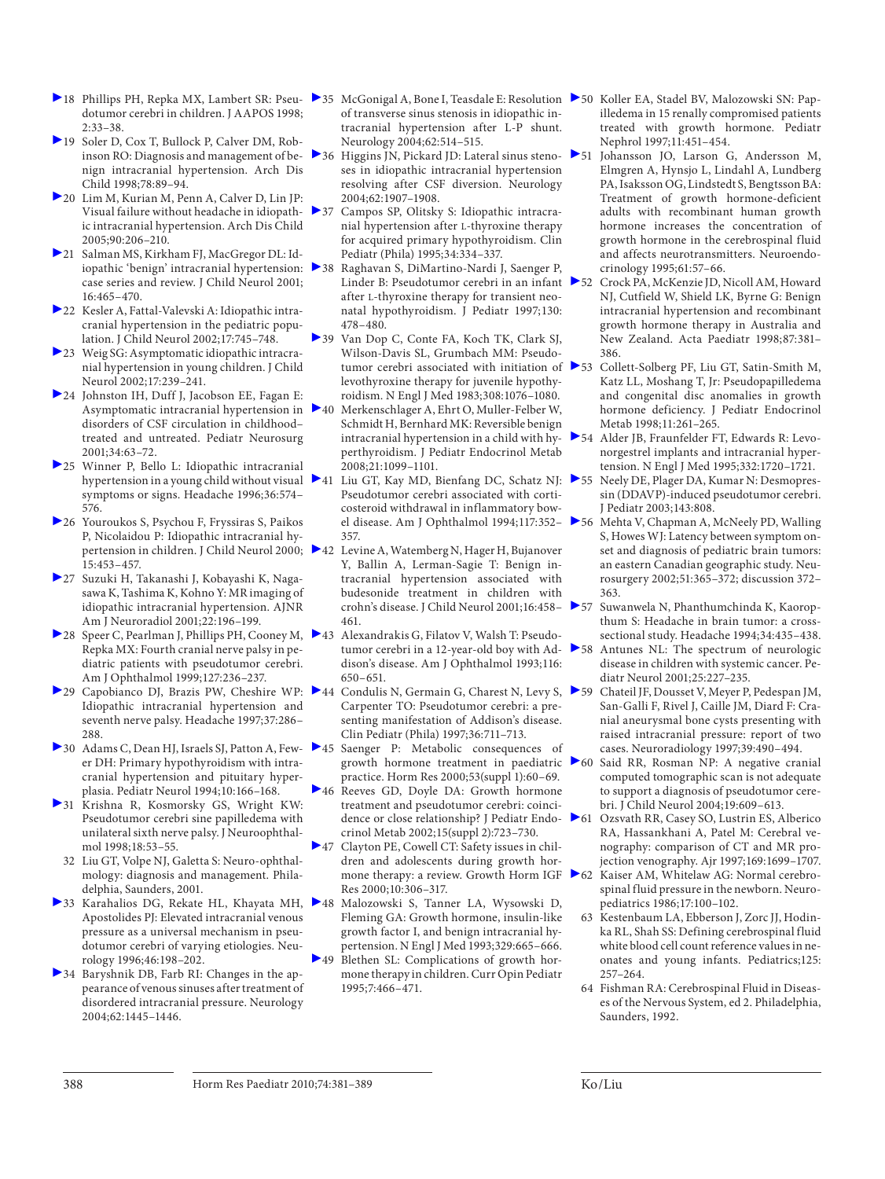18 Phillips PH, Repka MX, Lambert SR: Pseudotumor cerebri in children. J AAPOS 1998; 2:33–38.

19 Soler D, Cox T, Bullock P, Calver DM, Robinson RO: Diagnosis and management of benign intracranial hypertension. Arch Dis Child 1998;78:89–94.

20 Lim M, Kurian M, Penn A, Calver D, Lin JP: Visual failure without headache in idiopathic intracranial hypertension. Arch Dis Child 2005;90:206–210.

21 Salman MS, Kirkham FJ, MacGregor DL: Idiopathic 'benign' intracranial hypertension: case series and review. J Child Neurol 2001; 16:465–470.

22 Kesler A, Fattal-Valevski A: Idiopathic intracranial hypertension in the pediatric population. J Child Neurol 2002;17:745–748.

23 Weig SG: Asymptomatic idiopathic intracranial hypertension in young children. J Child Neurol 2002;17:239–241.

24 Johnston IH, Duff J, Jacobson EE, Fagan E: Asymptomatic intracranial hypertension in disorders of CSF circulation in childhood–treated and untreated. Pediatr Neurosurg 2001;34:63–72.

25 Winner P, Bello L: Idiopathic intracranial hypertension in a young child without visual symptoms or signs. Headache 1996;36:574–576.

26 Youroukos S, Psychou F, Fryssiras S, Paikos P, Nicolaidou P: Idiopathic intracranial hypertension in children. J Child Neurol 2000; 15:453–457.

27 Suzuki H, Takanashi J, Kobayashi K, Nagasawa K, Tashima K, Kohno Y: MR imaging of idiopathic intracranial hypertension. AJNR Am J Neuroradiol 2001;22:196–199.

28 Speer C, Pearlman J, Phillips PH, Cooney M, Repka MX: Fourth cranial nerve palsy in pediatric patients with pseudotumor cerebri. Am J Ophthalmol 1999;127:236–237.

29 Capobianco DJ, Brazis PW, Cheshire WP: Idiopathic intracranial hypertension and seventh nerve palsy. Headache 1997;37:286–288.

30 Adams C, Dean HJ, Israels SJ, Patton A, Fewer DH: Primary hypothyroidism with intracranial hypertension and pituitary hyperplasia. Pediatr Neurol 1994;10:166–168.

31 Krishna R, Kosmorsky GS, Wright KW: Pseudotumor cerebri sine papilledema with unilateral sixth nerve palsy. J Neuroophthalmol 1998;18:53–55.

32 Liu GT, Volpe NJ, Galetta S: Neuro-ophthalmology: diagnosis and management. Philadelphia, Saunders, 2001.

33 Karahalios DG, Rekate HL, Khayata MH, Apostolides PJ: Elevated intracranial venous pressure as a universal mechanism in pseudotumor cerebri of varying etiologies. Neurology 1996;46:198–202.

34 Baryshnik DB, Farb RI: Changes in the appearance of venous sinuses after treatment of disordered intracranial pressure. Neurology 2004;62:1445–1446.

35 McGonigal A, Bone I, Teasdale E: Resolution of transverse sinus stenosis in idiopathic intracranial hypertension after L-P shunt. Neurology 2004;62:514–515.

36 Higgins JN, Pickard JD: Lateral sinus stenoses in idiopathic intracranial hypertension resolving after CSF diversion. Neurology 2004;62:1907–1908.

37 Campos SP, Olitsky S: Idiopathic intracranial hypertension after L-thyroxine therapy for acquired primary hypothyroidism. Clin Pediatr (Phila) 1995;34:334–337.

38 Raghavan S, DiMartino-Nardi J, Saenger P, Linder B: Pseudotumor cerebri in an infant after L-thyroxine therapy for transient neonatal hypothyroidism. J Pediatr 1997;130: 478–480.

39 Van Dop C, Conte FA, Koch TK, Clark SJ, Wilson-Davis SL, Grumbach MM: Pseudotumor cerebri associated with initiation of levothyroxine therapy for juvenile hypothyroidism. N Engl J Med 1983;308:1076–1080.

40 Merkenschlager A, Ehrt O, Muller-Felber W, Schmidt H, Bernhard MK: Reversible benign intracranial hypertension in a child with hyperthyroidism. J Pediatr Endocrinol Metab 2008;21:1099–1101.

41 Liu GT, Kay MD, Bienfang DC, Schatz NJ: Pseudotumor cerebri associated with corticosteroid withdrawal in inflammatory bowel disease. Am J Ophthalmol 1994;117:352–357.

42 Levine A, Watemberg N, Hager H, Bujanover Y, Ballin A, Lerman-Sagie T: Benign intracranial hypertension associated with budesonide treatment in children with crohn's disease. J Child Neurol 2001;16:458–461.

43 Alexandrakis G, Filatov V, Walsh T: Pseudotumor cerebri in a 12-year-old boy with Addison's disease. Am J Ophthalmol 1993;116: 650–651.

44 Condulis N, Germain G, Charest N, Levy S, Carpenter TO: Pseudotumor cerebri: a presenting manifestation of Addison's disease. Clin Pediatr (Phila) 1997;36:711–713.

45 Saenger P: Metabolic consequences of growth hormone treatment in paediatric practice. Horm Res 2000;53(suppl 1):60–69.

46 Reeves GD, Doyle DA: Growth hormone treatment and pseudotumor cerebri: coincidence or close relationship? J Pediatr Endocrinol Metab 2002;15(suppl 2):723–730.

47 Clayton PE, Cowell CT: Safety issues in children and adolescents during growth hormone therapy: a review. Growth Horm IGF Res 2000;10:306–317.

48 Malozowski S, Tanner LA, Wysowski D, Fleming GA: Growth hormone, insulin-like growth factor I, and benign intracranial hypertension. N Engl J Med 1993;329:665–666.

49 Blethen SL: Complications of growth hormone therapy in children. Curr Opin Pediatr 1995;7:466–471.

50 Koller EA, Stadel BV, Malozowski SN: Papilledema in 15 renally compromised patients treated with growth hormone. Pediatr Nephrol 1997;11:451–454.

51 Johansson JO, Larson G, Andersson M, Elmgren A, Hynsjo L, Lindahl A, Lundberg PA, Isaksson OG, Lindstedt S, Bengtsson BA: Treatment of growth hormone-deficient adults with recombinant human growth hormone increases the concentration of growth hormone in the cerebrospinal fluid and affects neurotransmitters. Neuroendocrinology 1995;61:57–66.

52 Crock PA, McKenzie JD, Nicoll AM, Howard NJ, Cutfield W, Shield LK, Byrne G: Benign intracranial hypertension and recombinant growth hormone therapy in Australia and New Zealand. Acta Paediatr 1998;87:381–386.

53 Collett-Solberg PF, Liu GT, Satin-Smith M, Katz LL, Moshang T, Jr: Pseudopapilledema and congenital disc anomalies in growth hormone deficiency. J Pediatr Endocrinol Metab 1998;11:261–265.

54 Alder JB, Fraunfelder FT, Edwards R: Levonorgestrel implants and intracranial hypertension. N Engl J Med 1995;332:1720–1721.

55 Neely DE, Plager DA, Kumar N: Desmopressin (DDAVP)-induced pseudotumor cerebri. J Pediatr 2003;143:808.

56 Mehta V, Chapman A, McNeely PD, Walling S, Howes WJ: Latency between symptom onset and diagnosis of pediatric brain tumors: an eastern Canadian geographic study. Neurosurgery 2002;51:365–372; discussion 372–363.

57 Suwanwela N, Phanthumchinda K, Kaoropthum S: Headache in brain tumor: a cross-sectional study. Headache 1994;34:435–438.

58 Antunes NL: The spectrum of neurologic disease in children with systemic cancer. Pediatr Neurol 2001;25:227–235.

59 Chateil JF, Dousset V, Meyer P, Pedespan JM, San-Galli F, Rivel J, Caille JM, Diard F: Cranial aneurysmal bone cysts presenting with raised intracranial pressure: report of two cases. Neuroradiology 1997;39:490–494.

60 Said RR, Rosman NP: A negative cranial computed tomographic scan is not adequate to support a diagnosis of pseudotumor cerebri. J Child Neurol 2004;19:609–613.

61 Ozsvath RR, Casey SO, Lustrin ES, Alberico RA, Hassankhani A, Patel M: Cerebral venography: comparison of CT and MR projection venography. Ajr 1997;169:1699–1707.

62 Kaiser AM, Whitelaw AG: Normal cerebrospinal fluid pressure in the newborn. Neuropediatrics 1986;17:100–102.

63 Kestenbaum LA, Ebberson J, Zorc JJ, Hodinka RL, Shah SS: Defining cerebrospinal fluid white blood cell count reference values in neonates and young infants. Pediatrics;125: 257–264.

64 Fishman RA: Cerebrospinal Fluid in Diseases of the Nervous System, ed 2. Philadelphia, Saunders, 1992.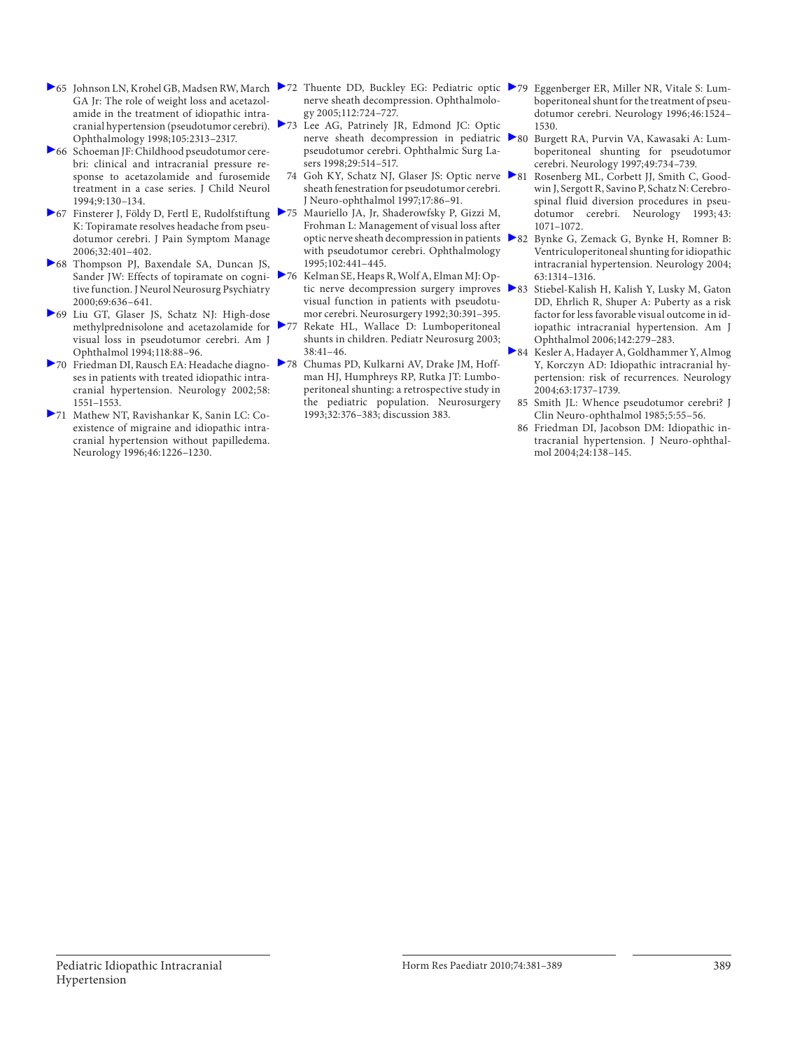65 Johnson LN, Krohel GB, Madsen RW, March GA Jr: The role of weight loss and acetazolamide in the treatment of idiopathic intracranial hypertension (pseudotumor cerebri). Ophthalmology 1998;105:2313–2317.

66 Schoeman JF: Childhood pseudotumor cerebri: clinical and intracranial pressure response to acetazolamide and furosemide treatment in a case series. J Child Neurol 1994;9:130–134.

67 Finsterer J, Földy D, Fertl E, Rudolfstiftung K: Topiramate resolves headache from pseudotumor cerebri. J Pain Symptom Manage 2006;32:401–402.

68 Thompson PJ, Baxendale SA, Duncan JS, Sander JW: Effects of topiramate on cognitive function. J Neurol Neurosurg Psychiatry 2000;69:636–641.

69 Liu GT, Glaser JS, Schatz NJ: High-dose methylprednisolone and acetazolamide for visual loss in pseudotumor cerebri. Am J Ophthalmol 1994;118:88–96.

70 Friedman DI, Rausch EA: Headache diagnoses in patients with treated idiopathic intracranial hypertension. Neurology 2002;58: 1551–1553.

71 Mathew NT, Ravishankar K, Sanin LC: Coexistence of migraine and idiopathic intracranial hypertension without papilledema. Neurology 1996;46:1226–1230.

72 Thuente DD, Buckley EG: Pediatric optic nerve sheath decompression. Ophthalmology 2005;112:724–727.

73 Lee AG, Patrinely JR, Edmond JC: Optic nerve sheath decompression in pediatric pseudotumor cerebri. Ophthalmic Surg Lasers 1998;29:514–517.

74 Goh KY, Schatz NJ, Glaser JS: Optic nerve sheath fenestration for pseudotumor cerebri. J Neuro-ophthalmol 1997;17:86–91.

75 Mauriello JA, Jr, Shaderowfsky P, Gizzi M, Frohman L: Management of visual loss after optic nerve sheath decompression in patients with pseudotumor cerebri. Ophthalmology 1995;102:441–445.

76 Kelman SE, Heaps R, Wolf A, Elman MJ: Optic nerve decompression surgery improves visual function in patients with pseudotumor cerebri. Neurosurgery 1992;30:391–395.

77 Rekate HL, Wallace D: Lumboperitoneal shunts in children. Pediatr Neurosurg 2003; 38:41–46.

78 Chumas PD, Kulkarni AV, Drake JM, Hoffman HJ, Humphreys RP, Rutka JT: Lumboperitoneal shunting: a retrospective study in the pediatric population. Neurosurgery 1993;32:376–383; discussion 383.

79 Eggenberger ER, Miller NR, Vitale S: Lumboperitoneal shunt for the treatment of pseudotumor cerebri. Neurology 1996;46:1524–1530.

80 Burgett RA, Purvin VA, Kawasaki A: Lumboperitoneal shunting for pseudotumor cerebri. Neurology 1997;49:734–739.

81 Rosenberg ML, Corbett JJ, Smith C, Goodwin J, Sergott R, Savino P, Schatz N: Cerebrospinal fluid diversion procedures in pseudotumor cerebri. Neurology 1993;43: 1071–1072.

82 Bynke G, Zemack G, Bynke H, Romner B: Ventriculoperitoneal shunting for idiopathic intracranial hypertension. Neurology 2004; 63:1314–1316.

83 Stiebel-Kalish H, Kalish Y, Lusky M, Gaton DD, Ehrlich R, Shuper A: Puberty as a risk factor for less favorable visual outcome in idiopathic intracranial hypertension. Am J Ophthalmol 2006;142:279–283.

84 Kesler A, Hadayer A, Goldhammer Y, Almog Y, Korczyn AD: Idiopathic intracranial hypertension: risk of recurrences. Neurology 2004;63:1737–1739.

85 Smith JL: Whence pseudotumor cerebri? J Clin Neuro-ophthalmol 1985;5:55–56.

86 Friedman DI, Jacobson DM: Idiopathic intracranial hypertension. J Neuro-ophthalmol 2004;24:138–145.